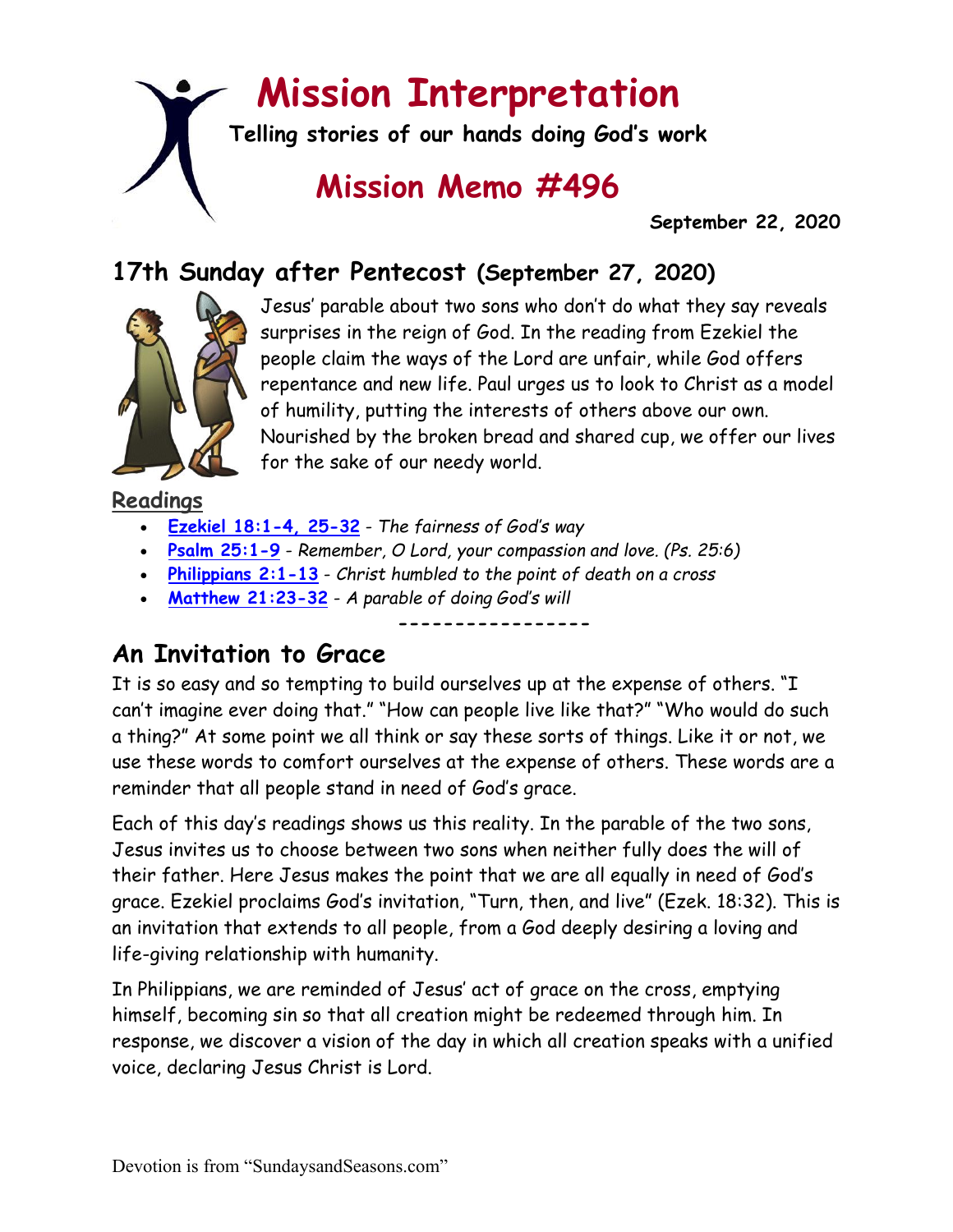# Mission Interpretation

**Telling stories of our hands doing God's work**

## Mission Memo #496

**September 22, 2020**

## 17th Sunday after Pentecost (September 27, 2020)

Jesus' parable about two sons who don't do what they say reveals surprises in the reign of God. In the reading from Ezekiel the people claim the ways of the Lord are unfair, while God offers repentance and new life. Paul urges us to look to Christ as a model of humility, putting the interests of others above our own. Nourished by the broken bread and shared cup, we offer our lives for the sake of our needy world.

### Readings

- **Ezekiel 18:1-4, 25-32** - *The fairness of God's way*
- **Psalm 25:1-9** - *Remember, O Lord, your compassion and love. (Ps. 25:6)*
- **Philippians 2:1-13** - *Christ humbled to the point of death on a cross*
- **Matthew 21:23-32** - *A parable of doing God's will*

-----------------

## An Invitation to Grace

It is so easy and so tempting to build ourselves up at the expense of others. "I can't imagine ever doing that." "How can people live like that?" "Who would do such a thing?" At some point we all think or say these sorts of things. Like it or not, we use these words to comfort ourselves at the expense of others. These words are a reminder that all people stand in need of God's grace.

Each of this day's readings shows us this reality. In the parable of the two sons, Jesus invites us to choose between two sons when neither fully does the will of their father. Here Jesus makes the point that we are all equally in need of God's grace. Ezekiel proclaims God's invitation, "Turn, then, and live" (Ezek. 18:32). This is an invitation that extends to all people, from a God deeply desiring a loving and life-giving relationship with humanity.

In Philippians, we are reminded of Jesus' act of grace on the cross, emptying himself, becoming sin so that all creation might be redeemed through him. In response, we discover a vision of the day in which all creation speaks with a unified voice, declaring Jesus Christ is Lord.

Devotion is from "SundaysandSeasons.com"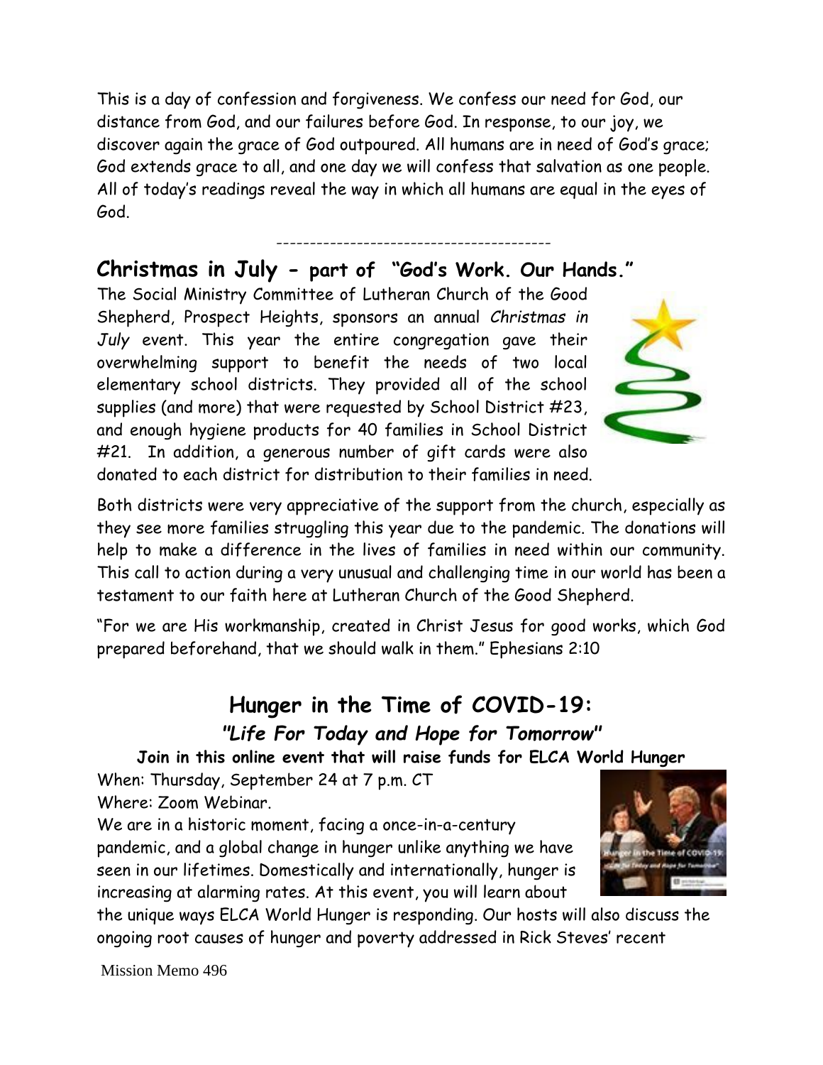This is a day of confession and forgiveness. We confess our need for God, our distance from God, and our failures before God. In response, to our joy, we discover again the grace of God outpoured. All humans are in need of God's grace; God extends grace to all, and one day we will confess that salvation as one people. All of today's readings reveal the way in which all humans are equal in the eyes of God.

-----------------------------------------

## Christmas in July - part of "God's Work. Our Hands."

The Social Ministry Committee of Lutheran Church of the Good Shepherd, Prospect Heights, sponsors an annual *Christmas in July* event. This year the entire congregation gave their overwhelming support to benefit the needs of two local elementary school districts. They provided all of the school supplies (and more) that were requested by School District #23, and enough hygiene products for 40 families in School District #21. In addition, a generous number of gift cards were also donated to each district for distribution to their families in need.

Both districts were very appreciative of the support from the church, especially as they see more families struggling this year due to the pandemic. The donations will help to make a difference in the lives of families in need within our community. This call to action during a very unusual and challenging time in our world has been a testament to our faith here at Lutheran Church of the Good Shepherd.

"For we are His workmanship, created in Christ Jesus for good works, which God prepared beforehand, that we should walk in them." Ephesians 2:10

## Hunger in the Time of COVID-19:

### *"Life For Today and Hope for Tomorrow"*

**Join in this online event that will raise funds for ELCA World Hunger**

When: Thursday, September 24 at 7 p.m. CT

Where: Zoom Webinar.

We are in a historic moment, facing a once-in-a-century pandemic, and a global change in hunger unlike anything we have seen in our lifetimes. Domestically and internationally, hunger is increasing at alarming rates. At this event, you will learn about the unique ways ELCA World Hunger is responding. Our hosts will also discuss the ongoing root causes of hunger and poverty addressed in Rick Steves' recent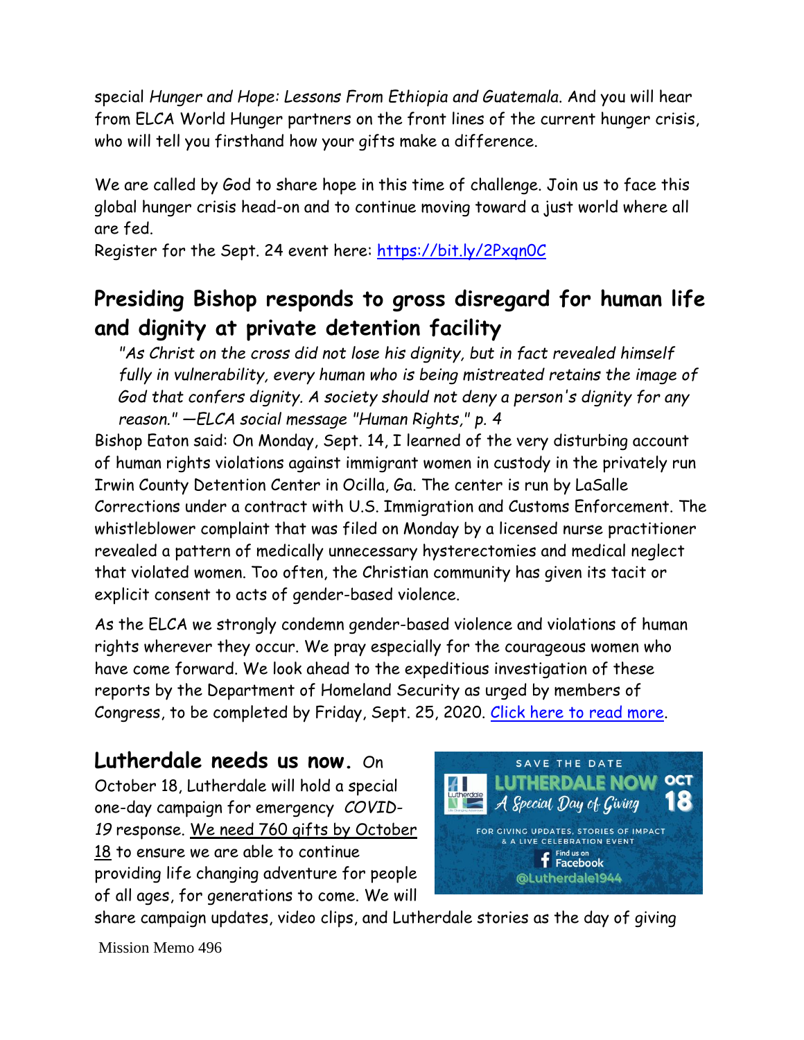special *Hunger and Hope: Lessons From Ethiopia and Guatemala*. And you will hear from ELCA World Hunger partners on the front lines of the current hunger crisis, who will tell you firsthand how your gifts make a difference.

We are called by God to share hope in this time of challenge. Join us to face this global hunger crisis head-on and to continue moving toward a just world where all are fed.
Register for the Sept. 24 event here: https://bit.ly/2Pxqn0C

## Presiding Bishop responds to gross disregard for human life and dignity at private detention facility

> *"As Christ on the cross did not lose his dignity, but in fact revealed himself fully in vulnerability, every human who is being mistreated retains the image of God that confers dignity. A society should not deny a person's dignity for any reason." —ELCA social message "Human Rights," p. 4*

Bishop Eaton said: On Monday, Sept. 14, I learned of the very disturbing account of human rights violations against immigrant women in custody in the privately run Irwin County Detention Center in Ocilla, Ga. The center is run by LaSalle Corrections under a contract with U.S. Immigration and Customs Enforcement. The whistleblower complaint that was filed on Monday by a licensed nurse practitioner revealed a pattern of medically unnecessary hysterectomies and medical neglect that violated women. Too often, the Christian community has given its tacit or explicit consent to acts of gender-based violence.

As the ELCA we strongly condemn gender-based violence and violations of human rights wherever they occur. We pray especially for the courageous women who have come forward. We look ahead to the expeditious investigation of these reports by the Department of Homeland Security as urged by members of Congress, to be completed by Friday, Sept. 25, 2020. Click here to read more.

**Lutherdale needs us now.** On October 18, Lutherdale will hold a special one-day campaign for emergency *COVID-19* response. We need 760 gifts by October 18 to ensure we are able to continue providing life changing adventure for people of all ages, for generations to come. We will share campaign updates, video clips, and Lutherdale stories as the day of giving

SAVE THE DATE
LUTHERDALE NOW OCT 18
A Special Day of Giving
FOR GIVING UPDATES, STORIES OF IMPACT & A LIVE CELEBRATION EVENT
Find us on Facebook
@Lutherdale1944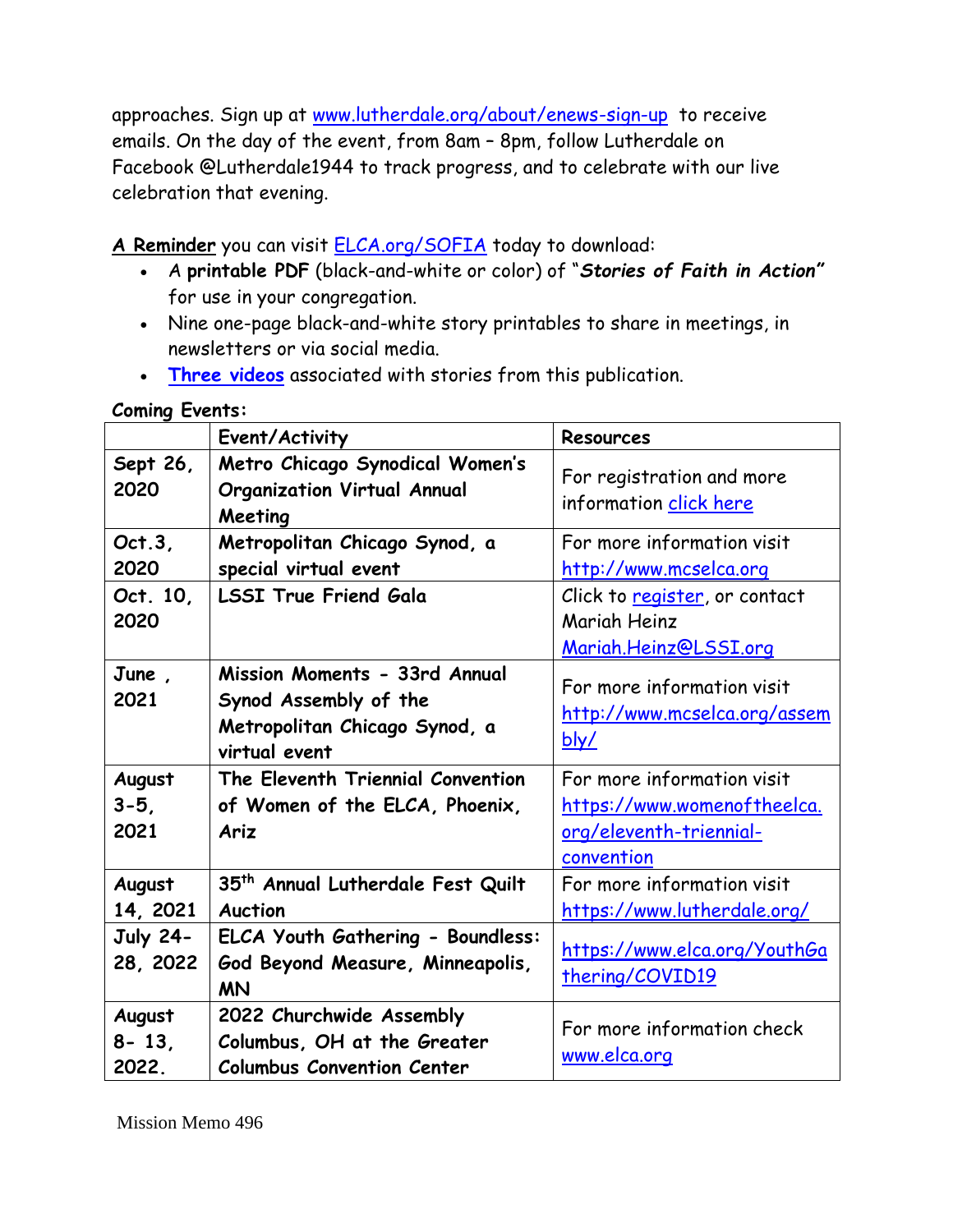approaches. Sign up at www.lutherdale.org/about/enews-sign-up to receive emails. On the day of the event, from 8am – 8pm, follow Lutherdale on Facebook @Lutherdale1944 to track progress, and to celebrate with our live celebration that evening.

**A Reminder** you can visit ELCA.org/SOFIA today to download:

- A **printable PDF** (black-and-white or color) of "***Stories of Faith in Action"*** for use in your congregation.
- Nine one-page black-and-white story printables to share in meetings, in newsletters or via social media.
- **Three videos** associated with stories from this publication.

**Coming Events:**

| | Event/Activity | Resources |
|---|---|---|
| **Sept 26, 2020** | **Metro Chicago Synodical Women's Organization Virtual Annual Meeting** | For registration and more information click here |
| **Oct.3, 2020** | **Metropolitan Chicago Synod, a special virtual event** | For more information visit http://www.mcselca.org |
| **Oct. 10, 2020** | **LSSI True Friend Gala** | Click to register, or contact Mariah Heinz Mariah.Heinz@LSSI.org |
| **June , 2021** | **Mission Moments - 33rd Annual Synod Assembly of the Metropolitan Chicago Synod, a virtual event** | For more information visit http://www.mcselca.org/assembly/ |
| **August 3-5, 2021** | **The Eleventh Triennial Convention of Women of the ELCA, Phoenix, Ariz** | For more information visit https://www.womenoftheelca.org/eleventh-triennial-convention |
| **August 14, 2021** | **35th Annual Lutherdale Fest Quilt Auction** | For more information visit https://www.lutherdale.org/ |
| **July 24-28, 2022** | **ELCA Youth Gathering - Boundless: God Beyond Measure, Minneapolis, MN** | https://www.elca.org/YouthGathering/COVID19 |
| **August 8- 13, 2022.** | **2022 Churchwide Assembly Columbus, OH at the Greater Columbus Convention Center** | For more information check www.elca.org |

Mission Memo 496